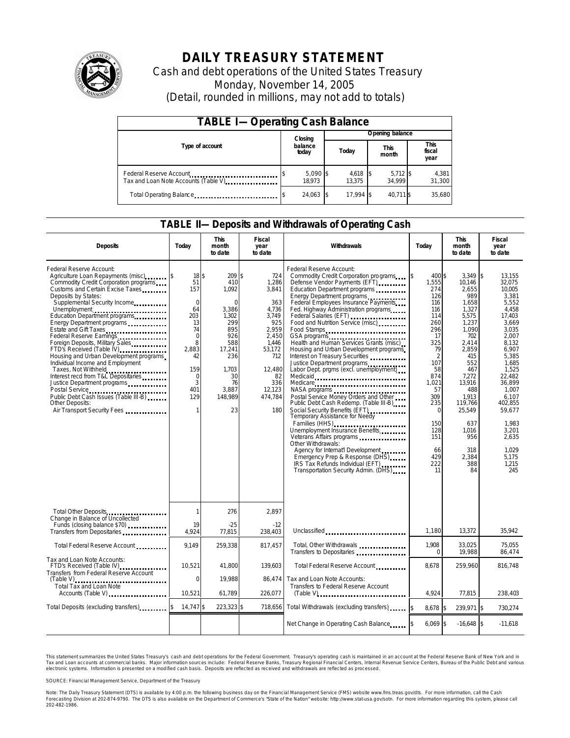# DAILY TREASURY STATEMENT

Cash and debt operations of the United States Treasury

Monday, November 14, 2005

(Detail, rounded in millions, may not add to totals)

## TABLE I—Operating Cash Balance

| Type of account | Closing balance today | Opening balance Today | Opening balance This month | Opening balance This fiscal year |
|---|---|---|---|---|
| Federal Reserve Account | $ 5,090 | $ 4,618 | $ 5,712 | $ 4,381 |
| Tax and Loan Note Accounts (Table V) | 18,973 | 13,375 | 34,999 | 31,300 |
| Total Operating Balance | $ 24,063 | $ 17,994 | $ 40,711 | $ 35,680 |

## TABLE II—Deposits and Withdrawals of Operating Cash

| Deposits | Today | This month to date | Fiscal year to date | Withdrawals | Today | This month to date | Fiscal year to date |
|---|---|---|---|---|---|---|---|
| Federal Reserve Account: | | | | Federal Reserve Account: | | | |
| Agriculture Loan Repayments (misc) | $ 18 | $ 209 | $ 724 | Commodity Credit Corporation programs | $ 400 | $ 3,349 | $ 13,155 |
| Commodity Credit Corporation programs | 51 | 410 | 1,286 | Defense Vendor Payments (EFT) | 1,555 | 10,146 | 32,075 |
| Customs and Certain Excise Taxes | 157 | 1,092 | 3,841 | Education Department programs | 274 | 2,655 | 10,005 |
| Deposits by States: | | | | Energy Department programs | 126 | 989 | 3,381 |
| Supplemental Security Income | 0 | 0 | 363 | Federal Employees Insurance Payments | 116 | 1,658 | 5,552 |
| Unemployment | 64 | 3,386 | 4,736 | Fed. Highway Administration programs | 116 | 1,327 | 4,458 |
| Education Department programs | 203 | 1,302 | 3,749 | Federal Salaries (EFT) | 114 | 5,575 | 17,403 |
| Energy Department programs | 13 | 299 | 925 | Food and Nutrition Service (misc) | 260 | 1,237 | 3,669 |
| Estate and Gift Taxes | 74 | 895 | 2,959 | Food Stamps | 296 | 1,090 | 3,035 |
| Federal Reserve Earnings | 0 | 926 | 2,450 | GSA programs | 17 | 702 | 2,007 |
| Foreign Deposits, Military Sales | 8 | 588 | 1,446 | Health and Human Services Grants (misc) | 325 | 2,414 | 8,132 |
| FTD's Received (Table IV) | 2,883 | 17,241 | 53,172 | Housing and Urban Development programs | 79 | 2,859 | 6,907 |
| Housing and Urban Development programs | 42 | 236 | 712 | Interest on Treasury Securities | 2 | 415 | 5,385 |
| Individual Income and Employment | | | | Justice Department programs | 107 | 552 | 1,685 |
| Taxes, Not Withheld | 159 | 1,703 | 12,480 | Labor Dept. prgms (excl. unemployment) | 58 | 467 | 1,525 |
| Interest recd from T&L Depositaries | 0 | 30 | 82 | Medicaid | 874 | 7,272 | 22,482 |
| Justice Department programs | 3 | 76 | 336 | Medicare | 1,021 | 13,916 | 36,899 |
| Postal Service | 401 | 3,887 | 12,123 | NASA programs | 57 | 488 | 1,007 |
| Public Debt Cash Issues (Table III-B) | 129 | 148,989 | 474,784 | Postal Service Money Orders and Other | 309 | 1,913 | 6,107 |
| Other Deposits: | | | | Public Debt Cash Redemp. (Table III-B) | 235 | 119,766 | 402,855 |
| Air Transport Security Fees | 1 | 23 | 180 | Social Security Benefits (EFT) | 0 | 25,549 | 59,677 |
| | | | | Temporary Assistance for Needy Families (HHS) | 150 | 637 | 1,983 |
| | | | | Unemployment Insurance Benefits | 128 | 1,016 | 3,201 |
| | | | | Veterans Affairs programs | 151 | 956 | 2,635 |
| | | | | Other Withdrawals: | | | |
| | | | | Agency for Internat'l Development | 66 | 318 | 1,029 |
| | | | | Emergency Prep & Response (DHS) | 429 | 2,384 | 5,175 |
| | | | | IRS Tax Refunds Individual (EFT) | 222 | 388 | 1,215 |
| | | | | Transportation Security Admin. (DHS) | 11 | 84 | 245 |
| Total Other Deposits | 1 | 276 | 2,897 | | | | |
| Change in Balance of Uncollected Funds (closing balance $70) | 19 | -25 | -12 | | | | |
| Transfers from Depositaries | 4,924 | 77,815 | 238,403 | Unclassified | 1,180 | 13,372 | 35,942 |
| Total Federal Reserve Account | 9,149 | 259,338 | 817,457 | Total, Other Withdrawals | 1,908 | 33,025 | 75,055 |
| | | | | Transfers to Depositaries | 0 | 19,988 | 86,474 |
| Tax and Loan Note Accounts: | | | | | | | |
| FTD's Received (Table IV) | 10,521 | 41,800 | 139,603 | Total Federal Reserve Account | 8,678 | 259,960 | 816,748 |
| Transfers from Federal Reserve Account (Table V) | 0 | 19,988 | 86,474 | Tax and Loan Note Accounts: | | | |
| Total Tax and Loan Note Accounts (Table V) | 10,521 | 61,789 | 226,077 | Transfers to Federal Reserve Account (Table V) | 4,924 | 77,815 | 238,403 |
| Total Deposits (excluding transfers) | $ 14,747 | $ 223,323 | $ 718,656 | Total Withdrawals (excluding transfers) | $ 8,678 | $ 239,971 | $ 730,274 |
| | | | | Net Change in Operating Cash Balance | $ 6,069 | $ -16,648 | $ -11,618 |

This statement summarizes the United States Treasury's cash and debt operations for the Federal Government. Treasury's operating cash is maintained in an account at the Federal Reserve Bank of New York and in Tax and Loan accounts at commercial banks. Major information sources include: Federal Reserve Banks, Treasury Regional Financial Centers, Internal Revenue Service Centers, Bureau of the Public Debt and various electronic systems. Information is presented on a modified cash basis. Deposits are reflected as received and withdrawals are reflected as processed.

SOURCE: Financial Management Service, Department of the Treasury

Note: The Daily Treasury Statement (DTS) is available by 4:00 p.m. the following business day on the Financial Management Service (FMS) website www.fms.treas.gov/dts. For more information, call the Cash Forecasting Division at 202-874-9790. The DTS is also available on the Department of Commerce's "State of the Nation" website: http://www.stat-usa.gov/sotn. For more information regarding this system, please call 202-482-1986.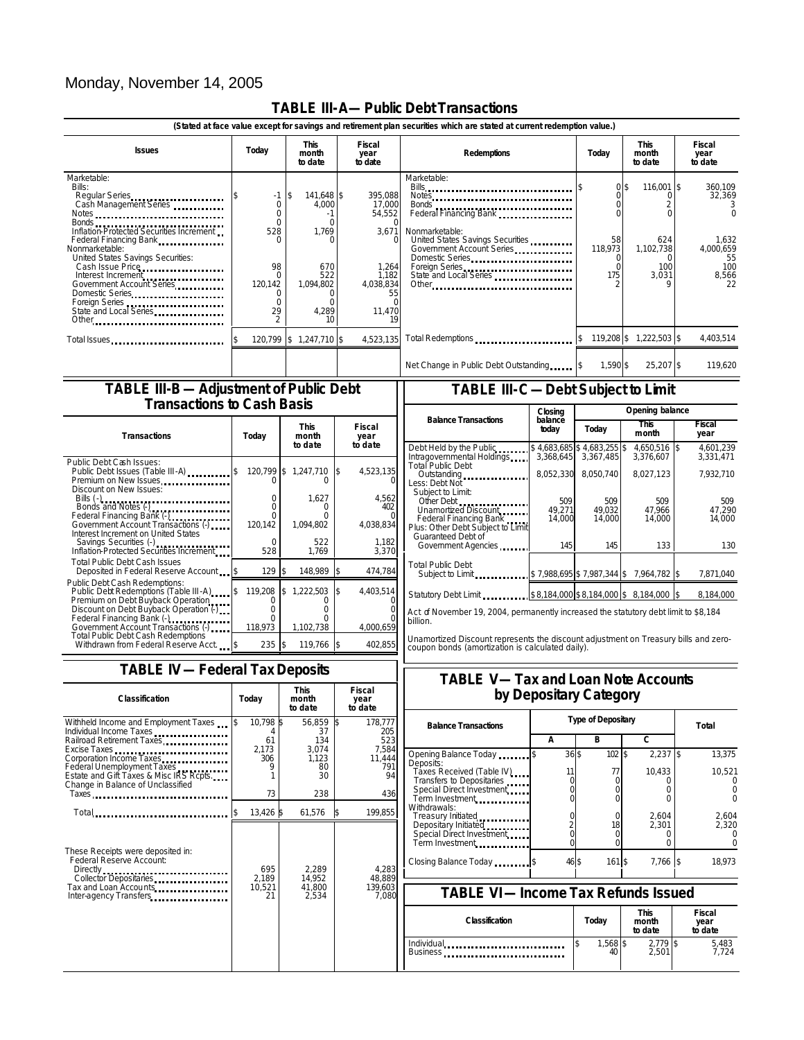Monday, November 14, 2005

# TABLE III-A — Public Debt Transactions

(Stated at face value except for savings and retirement plan securities which are stated at current redemption value.)

| Issues | Today | This month to date | Fiscal year to date | Redemptions | Today | This month to date | Fiscal year to date |
|---|---|---|---|---|---|---|---|
| Marketable: | | | | Marketable: | | | |
| Bills: | | | | Bills | $ 0 | $ 116,001 | $ 360,109 |
| Regular Series | $ -1 | $ 141,648 | $ 395,088 | Notes | 0 | 0 | 32,369 |
| Cash Management Series | 0 | 4,000 | 17,000 | Bonds | 0 | 2 | 3 |
| Notes | 0 | -1 | 54,552 | Federal Financing Bank | 0 | 0 | 0 |
| Bonds | 0 | 0 | 0 | | | | |
| Inflation-Protected Securities Increment | 528 | 1,769 | 3,671 | Nonmarketable: | | | |
| Federal Financing Bank | 0 | 0 | 0 | United States Savings Securities | 58 | 624 | 1,632 |
| Nonmarketable: | | | | Government Account Series | 118,973 | 1,102,738 | 4,000,659 |
| United States Savings Securities: | | | | Domestic Series | 0 | 0 | 55 |
| Cash Issue Price | 98 | 670 | 1,264 | Foreign Series | 0 | 100 | 100 |
| Interest Increment | 0 | 522 | 1,182 | State and Local Series | 175 | 3,031 | 8,566 |
| Government Account Series | 120,142 | 1,094,802 | 4,038,834 | Other | 2 | 9 | 22 |
| Domestic Series | 0 | 0 | 55 | | | | |
| Foreign Series | 0 | 0 | 0 | | | | |
| State and Local Series | 29 | 4,289 | 11,470 | | | | |
| Other | 2 | 10 | 19 | | | | |
| Total Issues | $ 120,799 | $ 1,247,710 | $ 4,523,135 | Total Redemptions | $ 119,208 | $ 1,222,503 | $ 4,403,514 |
| | | | | Net Change in Public Debt Outstanding | $ 1,590 | $ 25,207 | $ 119,620 |

# TABLE III-B — Adjustment of Public Debt Transactions to Cash Basis

| Transactions | Today | This month to date | Fiscal year to date |
|---|---|---|---|
| Public Debt Cash Issues: | | | |
| Public Debt Issues (Table III-A) | $ 120,799 | $ 1,247,710 | $ 4,523,135 |
| Premium on New Issues | 0 | 0 | 0 |
| Discount on New Issues: | | | |
| Bills (-) | 0 | 1,627 | 4,562 |
| Bonds and Notes (-) | 0 | 0 | 402 |
| Federal Financing Bank (-) | 0 | 0 | 0 |
| Government Account Transactions (-) | 120,142 | 1,094,802 | 4,038,834 |
| Interest Increment on United States Savings Securities (-) | 0 | 522 | 1,182 |
| Inflation-Protected Securities Increment | 528 | 1,769 | 3,370 |
| Total Public Debt Cash Issues Deposited in Federal Reserve Account | $ 129 | $ 148,989 | $ 474,784 |
| Public Debt Cash Redemptions: | | | |
| Public Debt Redemptions (Table III-A) | $ 119,208 | $ 1,222,503 | $ 4,403,514 |
| Premium on Debt Buyback Operation | 0 | 0 | 0 |
| Discount on Debt Buyback Operation (-) | 0 | 0 | 0 |
| Federal Financing Bank (-) | 0 | 0 | 0 |
| Government Account Transactions (-) | 118,973 | 1,102,738 | 4,000,659 |
| Total Public Debt Cash Redemptions Withdrawn from Federal Reserve Acct. | $ 235 | $ 119,766 | $ 402,855 |

# TABLE III-C — Debt Subject to Limit

| Balance Transactions | Closing balance today | Opening balance Today | Opening balance This month | Opening balance Fiscal year |
|---|---|---|---|---|
| Debt Held by the Public | $ 4,683,685 | $ 4,683,255 | $ 4,650,516 | $ 4,601,239 |
| Intragovernmental Holdings | 3,368,645 | 3,367,485 | 3,376,607 | 3,331,471 |
| Total Public Debt Outstanding | 8,052,330 | 8,050,740 | 8,027,123 | 7,932,710 |
| Less: Debt Not Subject to Limit: | | | | |
| Other Debt | 509 | 509 | 509 | 509 |
| Unamortized Discount | 49,271 | 49,032 | 47,966 | 47,290 |
| Federal Financing Bank | 14,000 | 14,000 | 14,000 | 14,000 |
| Plus: Other Debt Subject to Limit | | | | |
| Guaranteed Debt of Government Agencies | 145 | 145 | 133 | 130 |
| Total Public Debt Subject to Limit | $ 7,988,695 | $ 7,987,344 | $ 7,964,782 | $ 7,871,040 |
| Statutory Debt Limit | $ 8,184,000 | $ 8,184,000 | $ 8,184,000 | $ 8,184,000 |

Act of November 19, 2004, permanently increased the statutory debt limit to $8,184 billion.

Unamortized Discount represents the discount adjustment on Treasury bills and zero-coupon bonds (amortization is calculated daily).

# TABLE IV — Federal Tax Deposits

| Classification | Today | This month to date | Fiscal year to date |
|---|---|---|---|
| Withheld Income and Employment Taxes | $ 10,798 | $ 56,859 | $ 178,777 |
| Individual Income Taxes | 4 | 37 | 205 |
| Railroad Retirement Taxes | 61 | 134 | 523 |
| Excise Taxes | 2,173 | 3,074 | 7,584 |
| Corporation Income Taxes | 306 | 1,123 | 11,444 |
| Federal Unemployment Taxes | 9 | 80 | 791 |
| Estate and Gift Taxes & Misc IRS Rcpts. | 1 | 30 | 94 |
| Change in Balance of Unclassified Taxes | 73 | 238 | 436 |
| Total | $ 13,426 | $ 61,576 | $ 199,855 |
| These Receipts were deposited in: | | | |
| Federal Reserve Account: | | | |
| Directly | 695 | 2,289 | 4,283 |
| Collector Depositaries | 2,189 | 14,952 | 48,889 |
| Tax and Loan Accounts | 10,521 | 41,800 | 139,603 |
| Inter-agency Transfers | 21 | 2,534 | 7,080 |

# TABLE V — Tax and Loan Note Accounts by Depositary Category

| Balance Transactions | Type of Depositary A | B | C | Total |
|---|---|---|---|---|
| Opening Balance Today | $ 36 | $ 102 | $ 2,237 | $ 13,375 |
| Deposits: | | | | |
| Taxes Received (Table IV) | 11 | 77 | 10,433 | 10,521 |
| Transfers to Depositaries | 0 | 0 | 0 | 0 |
| Special Direct Investment | 0 | 0 | 0 | 0 |
| Term Investment | 0 | 0 | 0 | 0 |
| Withdrawals: | | | | |
| Treasury Initiated | 0 | 0 | 2,604 | 2,604 |
| Depositary Initiated | 2 | 18 | 2,301 | 2,320 |
| Special Direct Investment | 0 | 0 | 0 | 0 |
| Term Investment | 0 | 0 | 0 | 0 |
| Closing Balance Today | $ 46 | $ 161 | $ 7,766 | $ 18,973 |

# TABLE VI — Income Tax Refunds Issued

| Classification | Today | This month to date | Fiscal year to date |
|---|---|---|---|
| Individual | $ 1,568 | $ 2,779 | $ 5,483 |
| Business | 40 | 2,501 | 7,724 |